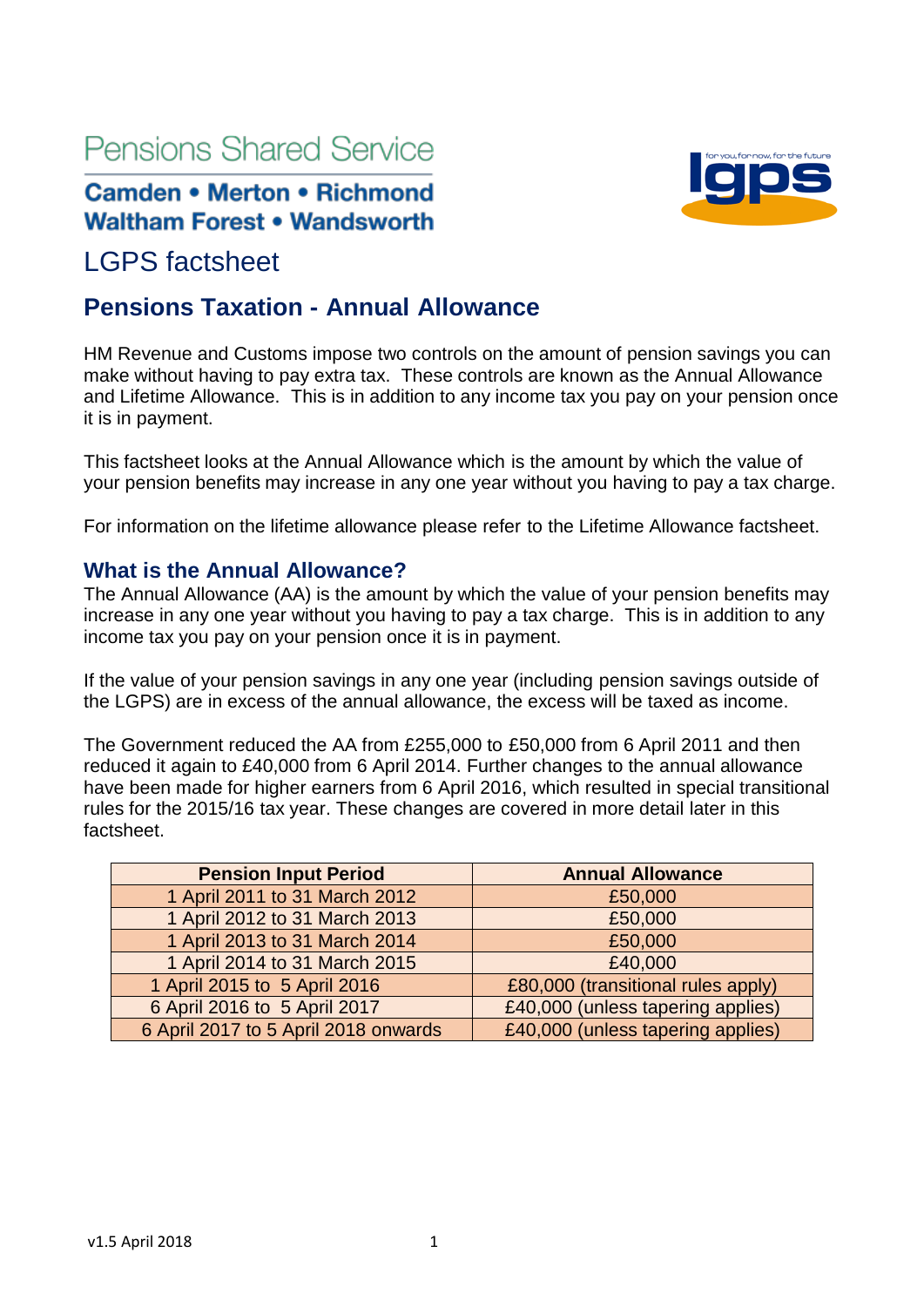Pensions Shared Service

**Camden • Merton • Richmond**
**Waltham Forest • Wandsworth**

LGPS factsheet

# Pensions Taxation - Annual Allowance

HM Revenue and Customs impose two controls on the amount of pension savings you can make without having to pay extra tax. These controls are known as the Annual Allowance and Lifetime Allowance. This is in addition to any income tax you pay on your pension once it is in payment.

This factsheet looks at the Annual Allowance which is the amount by which the value of your pension benefits may increase in any one year without you having to pay a tax charge.

For information on the lifetime allowance please refer to the Lifetime Allowance factsheet.

## What is the Annual Allowance?

The Annual Allowance (AA) is the amount by which the value of your pension benefits may increase in any one year without you having to pay a tax charge. This is in addition to any income tax you pay on your pension once it is in payment.

If the value of your pension savings in any one year (including pension savings outside of the LGPS) are in excess of the annual allowance, the excess will be taxed as income.

The Government reduced the AA from £255,000 to £50,000 from 6 April 2011 and then reduced it again to £40,000 from 6 April 2014. Further changes to the annual allowance have been made for higher earners from 6 April 2016, which resulted in special transitional rules for the 2015/16 tax year. These changes are covered in more detail later in this factsheet.

| Pension Input Period | Annual Allowance |
|---|---|
| 1 April 2011 to 31 March 2012 | £50,000 |
| 1 April 2012 to 31 March 2013 | £50,000 |
| 1 April 2013 to 31 March 2014 | £50,000 |
| 1 April 2014 to 31 March 2015 | £40,000 |
| 1 April 2015 to 5 April 2016 | £80,000 (transitional rules apply) |
| 6 April 2016 to 5 April 2017 | £40,000 (unless tapering applies) |
| 6 April 2017 to 5 April 2018 onwards | £40,000 (unless tapering applies) |

v1.5 April 2018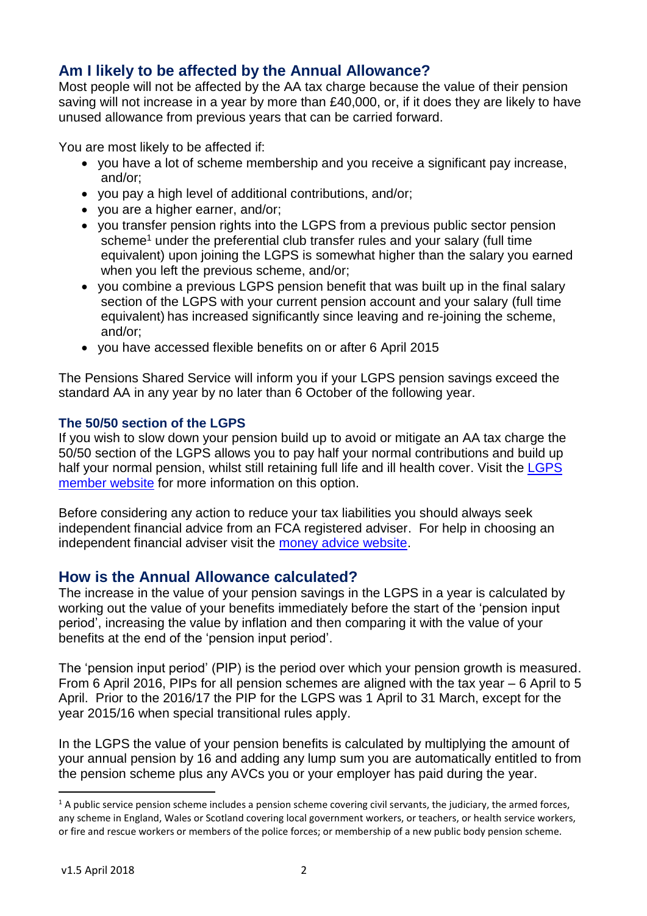## Am I likely to be affected by the Annual Allowance?

Most people will not be affected by the AA tax charge because the value of their pension saving will not increase in a year by more than £40,000, or, if it does they are likely to have unused allowance from previous years that can be carried forward.

You are most likely to be affected if:

- you have a lot of scheme membership and you receive a significant pay increase, and/or;
- you pay a high level of additional contributions, and/or;
- you are a higher earner, and/or;
- you transfer pension rights into the LGPS from a previous public sector pension scheme[1] under the preferential club transfer rules and your salary (full time equivalent) upon joining the LGPS is somewhat higher than the salary you earned when you left the previous scheme, and/or;
- you combine a previous LGPS pension benefit that was built up in the final salary section of the LGPS with your current pension account and your salary (full time equivalent) has increased significantly since leaving and re-joining the scheme, and/or;
- you have accessed flexible benefits on or after 6 April 2015

The Pensions Shared Service will inform you if your LGPS pension savings exceed the standard AA in any year by no later than 6 October of the following year.

### The 50/50 section of the LGPS

If you wish to slow down your pension build up to avoid or mitigate an AA tax charge the 50/50 section of the LGPS allows you to pay half your normal contributions and build up half your normal pension, whilst still retaining full life and ill health cover. Visit the LGPS member website for more information on this option.

Before considering any action to reduce your tax liabilities you should always seek independent financial advice from an FCA registered adviser. For help in choosing an independent financial adviser visit the money advice website.

## How is the Annual Allowance calculated?

The increase in the value of your pension savings in the LGPS in a year is calculated by working out the value of your benefits immediately before the start of the 'pension input period', increasing the value by inflation and then comparing it with the value of your benefits at the end of the 'pension input period'.

The 'pension input period' (PIP) is the period over which your pension growth is measured. From 6 April 2016, PIPs for all pension schemes are aligned with the tax year – 6 April to 5 April. Prior to the 2016/17 the PIP for the LGPS was 1 April to 31 March, except for the year 2015/16 when special transitional rules apply.

In the LGPS the value of your pension benefits is calculated by multiplying the amount of your annual pension by 16 and adding any lump sum you are automatically entitled to from the pension scheme plus any AVCs you or your employer has paid during the year.

[1] A public service pension scheme includes a pension scheme covering civil servants, the judiciary, the armed forces, any scheme in England, Wales or Scotland covering local government workers, or teachers, or health service workers, or fire and rescue workers or members of the police forces; or membership of a new public body pension scheme.

v1.5 April 2018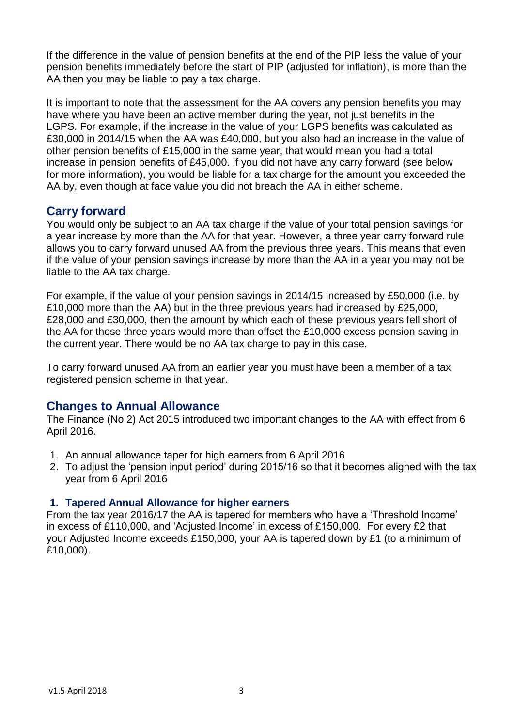If the difference in the value of pension benefits at the end of the PIP less the value of your pension benefits immediately before the start of PIP (adjusted for inflation), is more than the AA then you may be liable to pay a tax charge.

It is important to note that the assessment for the AA covers any pension benefits you may have where you have been an active member during the year, not just benefits in the LGPS. For example, if the increase in the value of your LGPS benefits was calculated as £30,000 in 2014/15 when the AA was £40,000, but you also had an increase in the value of other pension benefits of £15,000 in the same year, that would mean you had a total increase in pension benefits of £45,000. If you did not have any carry forward (see below for more information), you would be liable for a tax charge for the amount you exceeded the AA by, even though at face value you did not breach the AA in either scheme.

## Carry forward

You would only be subject to an AA tax charge if the value of your total pension savings for a year increase by more than the AA for that year. However, a three year carry forward rule allows you to carry forward unused AA from the previous three years. This means that even if the value of your pension savings increase by more than the AA in a year you may not be liable to the AA tax charge.

For example, if the value of your pension savings in 2014/15 increased by £50,000 (i.e. by £10,000 more than the AA) but in the three previous years had increased by £25,000, £28,000 and £30,000, then the amount by which each of these previous years fell short of the AA for those three years would more than offset the £10,000 excess pension saving in the current year. There would be no AA tax charge to pay in this case.

To carry forward unused AA from an earlier year you must have been a member of a tax registered pension scheme in that year.

## Changes to Annual Allowance

The Finance (No 2) Act 2015 introduced two important changes to the AA with effect from 6 April 2016.

1. An annual allowance taper for high earners from 6 April 2016
2. To adjust the 'pension input period' during 2015/16 so that it becomes aligned with the tax year from 6 April 2016

### 1. Tapered Annual Allowance for higher earners

From the tax year 2016/17 the AA is tapered for members who have a 'Threshold Income' in excess of £110,000, and 'Adjusted Income' in excess of £150,000. For every £2 that your Adjusted Income exceeds £150,000, your AA is tapered down by £1 (to a minimum of £10,000).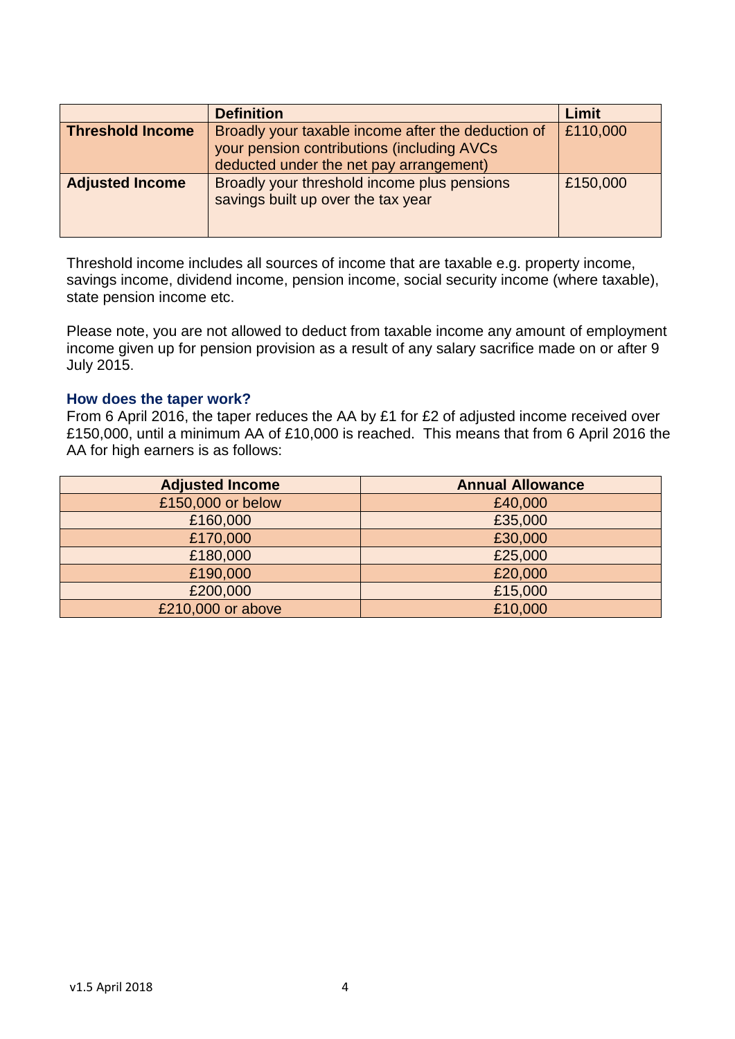| | Definition | Limit |
|---|---|---|
| **Threshold Income** | Broadly your taxable income after the deduction of your pension contributions (including AVCs deducted under the net pay arrangement) | £110,000 |
| **Adjusted Income** | Broadly your threshold income plus pensions savings built up over the tax year | £150,000 |

Threshold income includes all sources of income that are taxable e.g. property income, savings income, dividend income, pension income, social security income (where taxable), state pension income etc.

Please note, you are not allowed to deduct from taxable income any amount of employment income given up for pension provision as a result of any salary sacrifice made on or after 9 July 2015.

### How does the taper work?

From 6 April 2016, the taper reduces the AA by £1 for £2 of adjusted income received over £150,000, until a minimum AA of £10,000 is reached. This means that from 6 April 2016 the AA for high earners is as follows:

| Adjusted Income | Annual Allowance |
|---|---|
| £150,000 or below | £40,000 |
| £160,000 | £35,000 |
| £170,000 | £30,000 |
| £180,000 | £25,000 |
| £190,000 | £20,000 |
| £200,000 | £15,000 |
| £210,000 or above | £10,000 |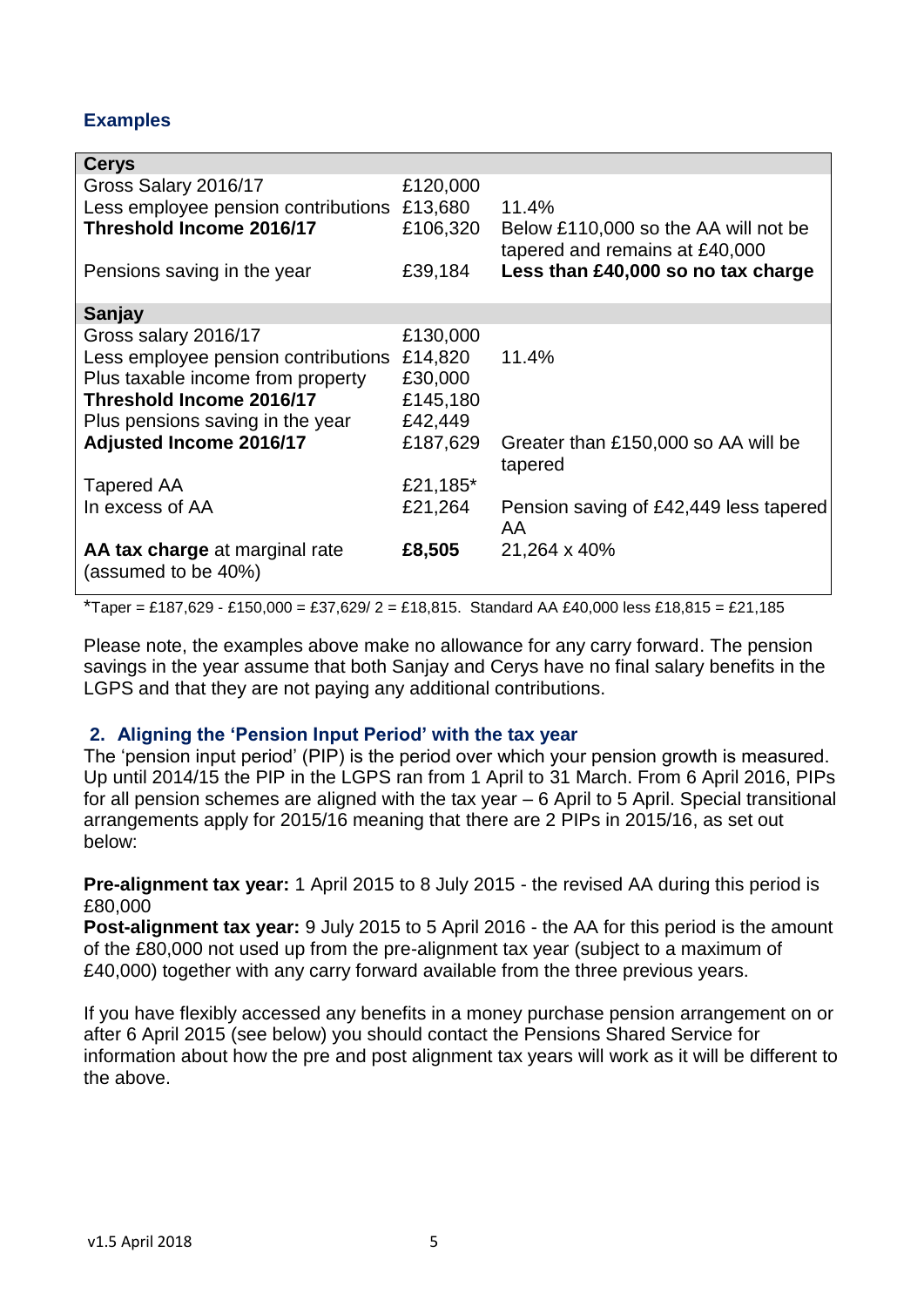### Examples

| **Cerys** | | |
|---|---|---|
| Gross Salary 2016/17 | £120,000 | |
| Less employee pension contributions | £13,680 | 11.4% |
| **Threshold Income 2016/17** | £106,320 | Below £110,000 so the AA will not be tapered and remains at £40,000 |
| Pensions saving in the year | £39,184 | **Less than £40,000 so no tax charge** |
| **Sanjay** | | |
| Gross salary 2016/17 | £130,000 | |
| Less employee pension contributions | £14,820 | 11.4% |
| Plus taxable income from property | £30,000 | |
| **Threshold Income 2016/17** | £145,180 | |
| Plus pensions saving in the year | £42,449 | |
| **Adjusted Income 2016/17** | £187,629 | Greater than £150,000 so AA will be tapered |
| Tapered AA | £21,185* | |
| In excess of AA | £21,264 | Pension saving of £42,449 less tapered AA |
| **AA tax charge** at marginal rate (assumed to be 40%) | **£8,505** | 21,264 x 40% |

*Taper = £187,629 - £150,000 = £37,629/ 2 = £18,815. Standard AA £40,000 less £18,815 = £21,185

Please note, the examples above make no allowance for any carry forward. The pension savings in the year assume that both Sanjay and Cerys have no final salary benefits in the LGPS and that they are not paying any additional contributions.

### 2. Aligning the 'Pension Input Period' with the tax year

The 'pension input period' (PIP) is the period over which your pension growth is measured. Up until 2014/15 the PIP in the LGPS ran from 1 April to 31 March. From 6 April 2016, PIPs for all pension schemes are aligned with the tax year – 6 April to 5 April. Special transitional arrangements apply for 2015/16 meaning that there are 2 PIPs in 2015/16, as set out below:

**Pre-alignment tax year:** 1 April 2015 to 8 July 2015 - the revised AA during this period is £80,000
**Post-alignment tax year:** 9 July 2015 to 5 April 2016 - the AA for this period is the amount of the £80,000 not used up from the pre-alignment tax year (subject to a maximum of £40,000) together with any carry forward available from the three previous years.

If you have flexibly accessed any benefits in a money purchase pension arrangement on or after 6 April 2015 (see below) you should contact the Pensions Shared Service for information about how the pre and post alignment tax years will work as it will be different to the above.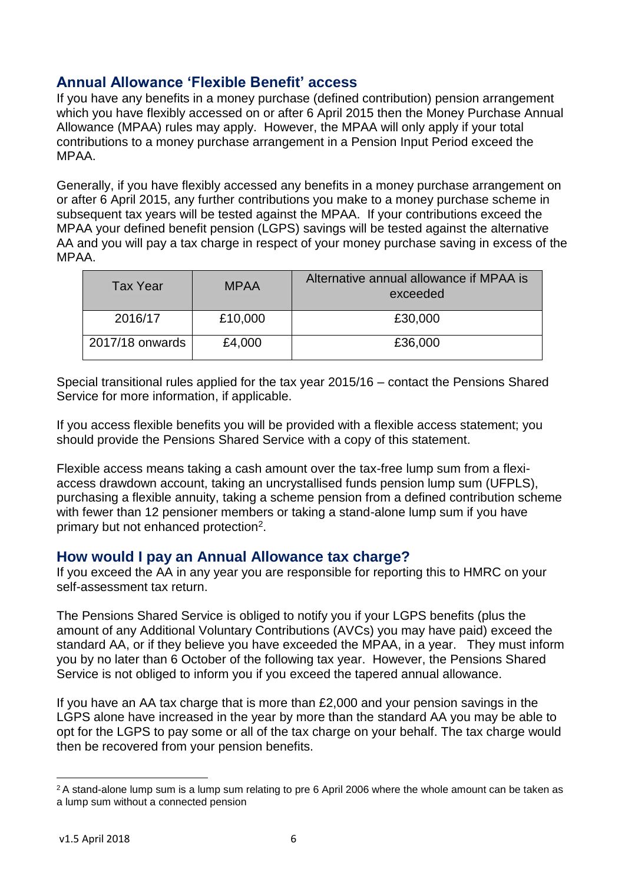## Annual Allowance 'Flexible Benefit' access

If you have any benefits in a money purchase (defined contribution) pension arrangement which you have flexibly accessed on or after 6 April 2015 then the Money Purchase Annual Allowance (MPAA) rules may apply. However, the MPAA will only apply if your total contributions to a money purchase arrangement in a Pension Input Period exceed the MPAA.

Generally, if you have flexibly accessed any benefits in a money purchase arrangement on or after 6 April 2015, any further contributions you make to a money purchase scheme in subsequent tax years will be tested against the MPAA. If your contributions exceed the MPAA your defined benefit pension (LGPS) savings will be tested against the alternative AA and you will pay a tax charge in respect of your money purchase saving in excess of the MPAA.

| Tax Year | MPAA | Alternative annual allowance if MPAA is exceeded |
|---|---|---|
| 2016/17 | £10,000 | £30,000 |
| 2017/18 onwards | £4,000 | £36,000 |

Special transitional rules applied for the tax year 2015/16 – contact the Pensions Shared Service for more information, if applicable.

If you access flexible benefits you will be provided with a flexible access statement; you should provide the Pensions Shared Service with a copy of this statement.

Flexible access means taking a cash amount over the tax-free lump sum from a flexi-access drawdown account, taking an uncrystallised funds pension lump sum (UFPLS), purchasing a flexible annuity, taking a scheme pension from a defined contribution scheme with fewer than 12 pensioner members or taking a stand-alone lump sum if you have primary but not enhanced protection[2].

## How would I pay an Annual Allowance tax charge?

If you exceed the AA in any year you are responsible for reporting this to HMRC on your self-assessment tax return.

The Pensions Shared Service is obliged to notify you if your LGPS benefits (plus the amount of any Additional Voluntary Contributions (AVCs) you may have paid) exceed the standard AA, or if they believe you have exceeded the MPAA, in a year. They must inform you by no later than 6 October of the following tax year. However, the Pensions Shared Service is not obliged to inform you if you exceed the tapered annual allowance.

If you have an AA tax charge that is more than £2,000 and your pension savings in the LGPS alone have increased in the year by more than the standard AA you may be able to opt for the LGPS to pay some or all of the tax charge on your behalf. The tax charge would then be recovered from your pension benefits.

[2] A stand-alone lump sum is a lump sum relating to pre 6 April 2006 where the whole amount can be taken as a lump sum without a connected pension

v1.5 April 2018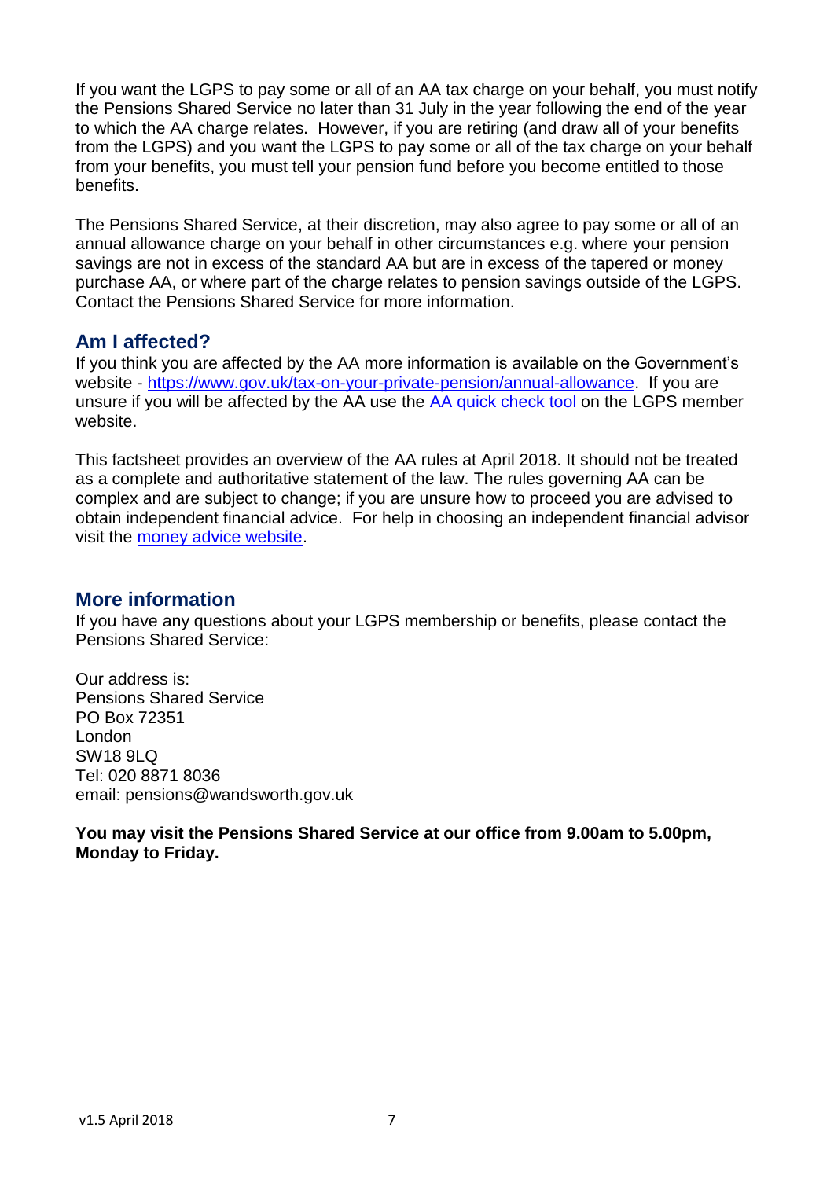If you want the LGPS to pay some or all of an AA tax charge on your behalf, you must notify the Pensions Shared Service no later than 31 July in the year following the end of the year to which the AA charge relates. However, if you are retiring (and draw all of your benefits from the LGPS) and you want the LGPS to pay some or all of the tax charge on your behalf from your benefits, you must tell your pension fund before you become entitled to those benefits.

The Pensions Shared Service, at their discretion, may also agree to pay some or all of an annual allowance charge on your behalf in other circumstances e.g. where your pension savings are not in excess of the standard AA but are in excess of the tapered or money purchase AA, or where part of the charge relates to pension savings outside of the LGPS. Contact the Pensions Shared Service for more information.

## Am I affected?

If you think you are affected by the AA more information is available on the Government's website - [https://www.gov.uk/tax-on-your-private-pension/annual-allowance](https://www.gov.uk/tax-on-your-private-pension/annual-allowance). If you are unsure if you will be affected by the AA use the AA quick check tool on the LGPS member website.

This factsheet provides an overview of the AA rules at April 2018. It should not be treated as a complete and authoritative statement of the law. The rules governing AA can be complex and are subject to change; if you are unsure how to proceed you are advised to obtain independent financial advice. For help in choosing an independent financial advisor visit the money advice website.

## More information

If you have any questions about your LGPS membership or benefits, please contact the Pensions Shared Service:

Our address is:
Pensions Shared Service
PO Box 72351
London
SW18 9LQ
Tel: 020 8871 8036
email: pensions@wandsworth.gov.uk

**You may visit the Pensions Shared Service at our office from 9.00am to 5.00pm, Monday to Friday.**